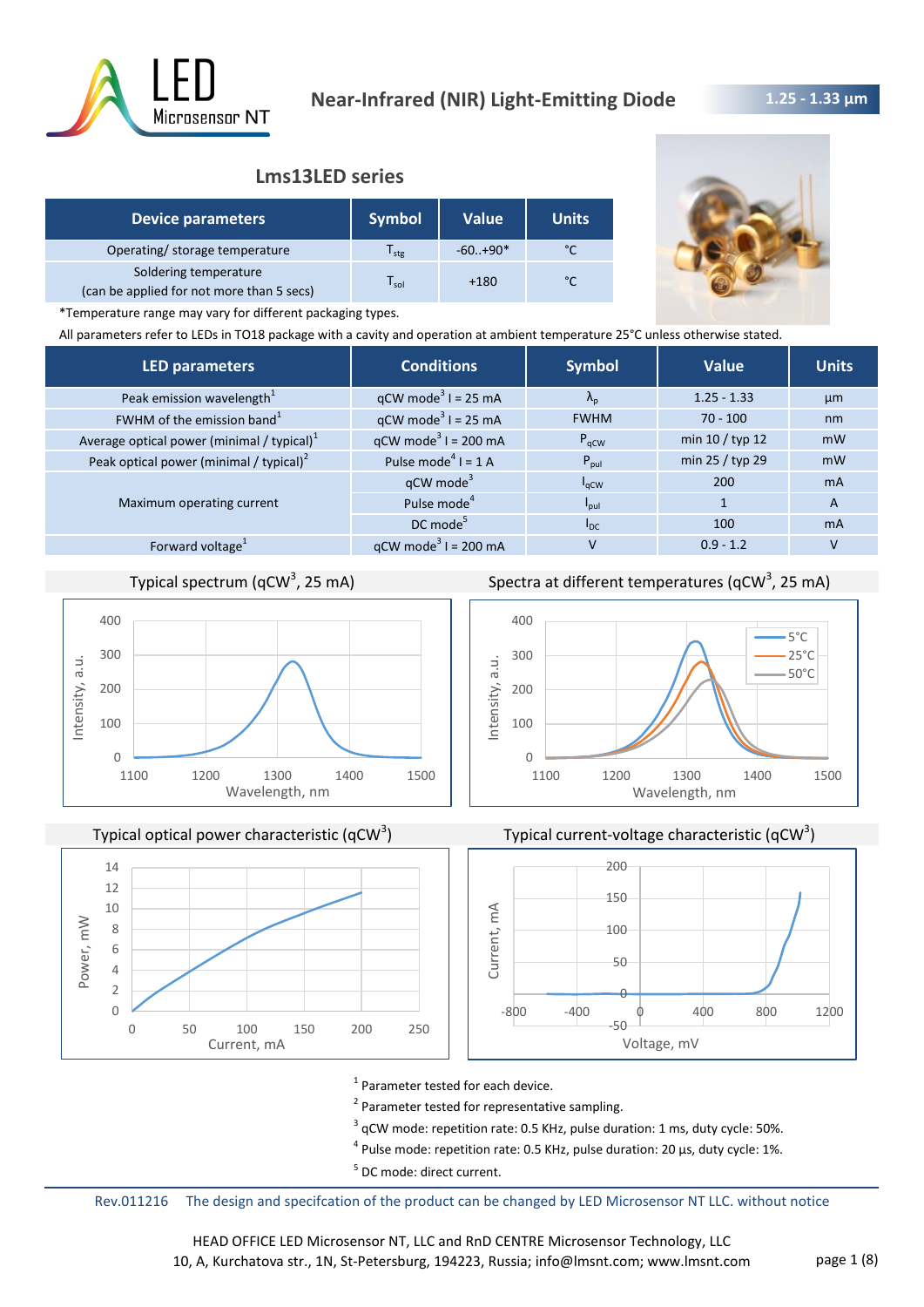# Near-Infrared (NIR) Light-Emitting Diode

**1.25 - 1.33 µm**

## Lms13LED series

| Device parameters | Symbol | Value | Units |
|---|---|---|---|
| Operating/ storage temperature | $T_{stg}$ | -60..+90* | °C |
| Soldering temperature (can be applied for not more than 5 secs) | $T_{sol}$ | +180 | °C |

*Temperature range may vary for different packaging types.

All parameters refer to LEDs in TO18 package with a cavity and operation at ambient temperature 25°C unless otherwise stated.

| LED parameters | Conditions | Symbol | Value | Units |
|---|---|---|---|---|
| Peak emission wavelength[1] | qCW mode[3] I = 25 mA | $\lambda_p$ | 1.25 - 1.33 | µm |
| FWHM of the emission band[1] | qCW mode[3] I = 25 mA | FWHM | 70 - 100 | nm |
| Average optical power (minimal / typical)[1] | qCW mode[3] I = 200 mA | $P_{qCW}$ | min 10 / typ 12 | mW |
| Peak optical power (minimal / typical)[2] | Pulse mode[4] I = 1 A | $P_{pul}$ | min 25 / typ 29 | mW |
| Maximum operating current | qCW mode[3] | $I_{qCW}$ | 200 | mA |
| | Pulse mode[4] | $I_{pul}$ | 1 | A |
| | DC mode[5] | $I_{DC}$ | 100 | mA |
| Forward voltage[1] | qCW mode[3] I = 200 mA | V | 0.9 - 1.2 | V |

Typical spectrum (qCW[3], 25 mA)

Spectra at different temperatures (qCW[3], 25 mA)

Typical optical power characteristic (qCW[3])

Typical current-voltage characteristic (qCW[3])

[1] Parameter tested for each device.

[2] Parameter tested for representative sampling.

[3] qCW mode: repetition rate: 0.5 KHz, pulse duration: 1 ms, duty cycle: 50%.

[4] Pulse mode: repetition rate: 0.5 KHz, pulse duration: 20 µs, duty cycle: 1%.

[5] DC mode: direct current.

Rev.011216 The design and specifcation of the product can be changed by LED Microsensor NT LLC. without notice

HEAD OFFICE LED Microsensor NT, LLC and RnD CENTRE Microsensor Technology, LLC
10, A, Kurchatova str., 1N, St-Petersburg, 194223, Russia; info@lmsnt.com; www.lmsnt.com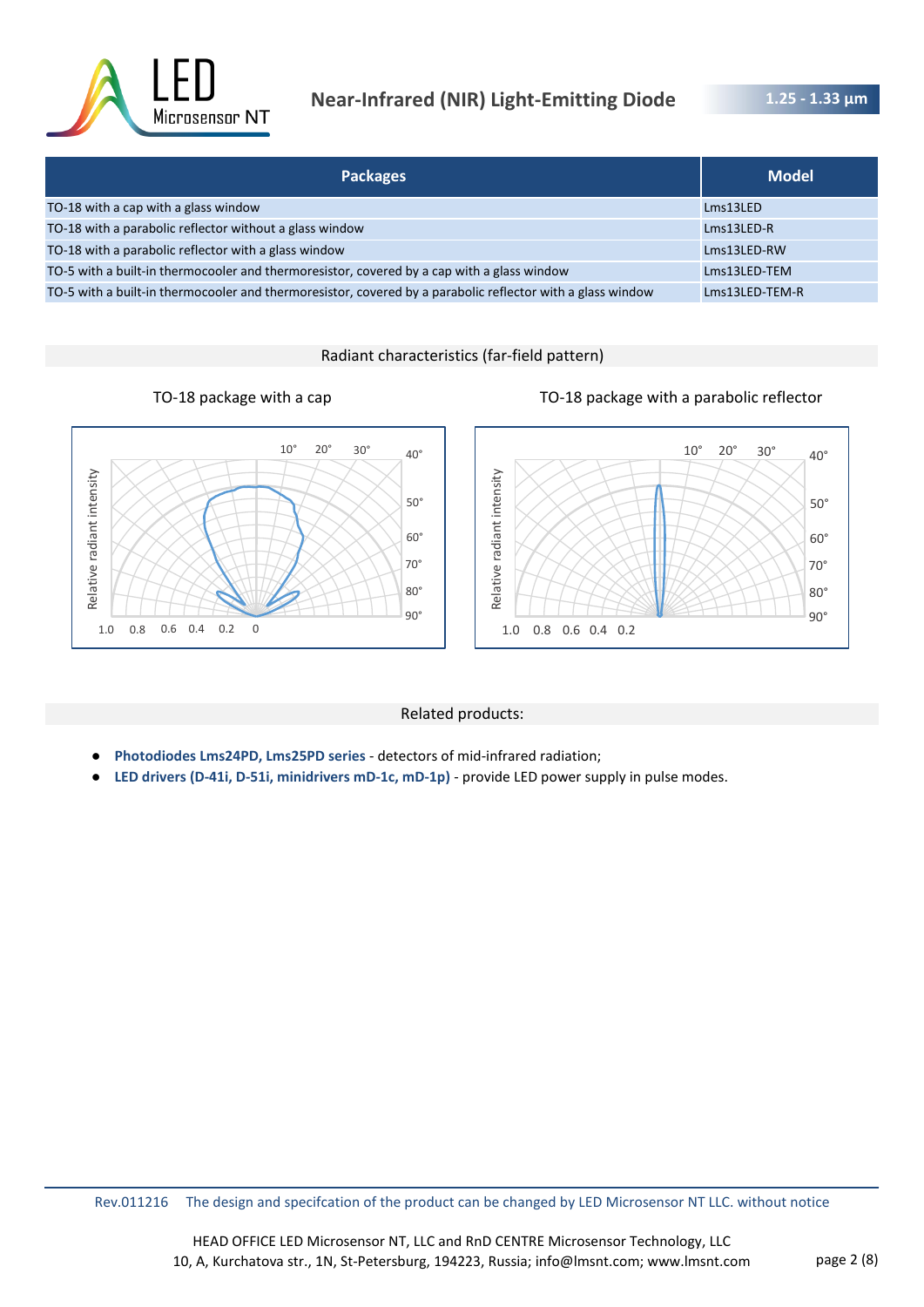| Packages | Model |
|---|---|
| TO-18 with a cap with a glass window | Lms13LED |
| TO-18 with a parabolic reflector without a glass window | Lms13LED-R |
| TO-18 with a parabolic reflector with a glass window | Lms13LED-RW |
| TO-5 with a built-in thermocooler and thermoresistor, covered by a cap with a glass window | Lms13LED-TEM |
| TO-5 with a built-in thermocooler and thermoresistor, covered by a parabolic reflector with a glass window | Lms13LED-TEM-R |

## Radiant characteristics (far-field pattern)

TO-18 package with a cap

TO-18 package with a parabolic reflector

## Related products:

- **Photodiodes Lms24PD, Lms25PD series** - detectors of mid-infrared radiation;
- **LED drivers (D-41i, D-51i, minidrivers mD-1c, mD-1p)** - provide LED power supply in pulse modes.

Rev.011216 The design and specfcation of the product can be changed by LED Microsensor NT LLC. without notice

HEAD OFFICE LED Microsensor NT, LLC and RnD CENTRE Microsensor Technology, LLC
10, A, Kurchatova str., 1N, St-Petersburg, 194223, Russia; info@lmsnt.com; www.lmsnt.com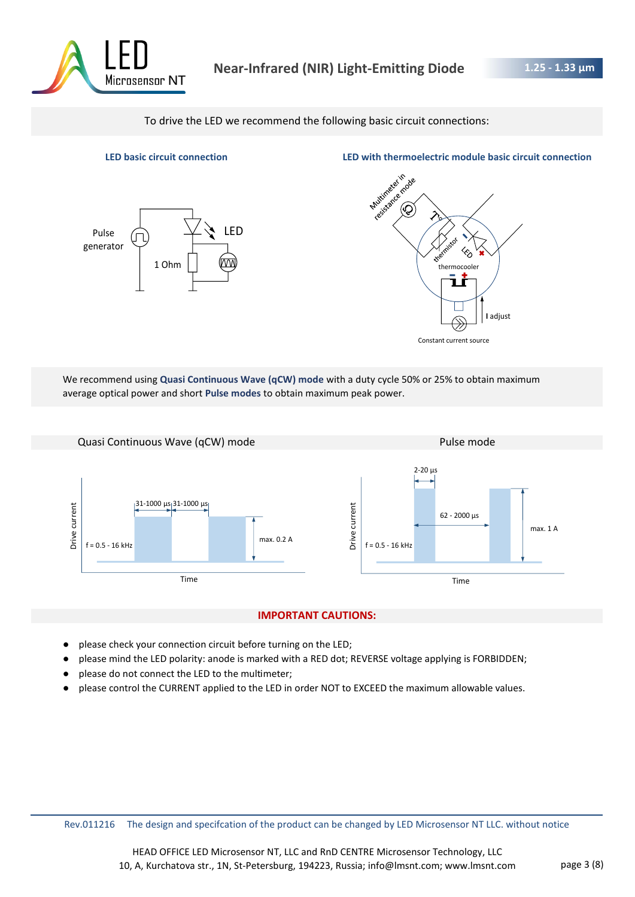To drive the LED we recommend the following basic circuit connections:

**LED basic circuit connection**

Pulse generator

LED

1 Ohm

**LED with thermoelectric module basic circuit connection**

Multimeter in resistance mode

thermistor

LED

thermocooler

I adjust

Constant current source

We recommend using **Quasi Continuous Wave (qCW) mode** with a duty cycle 50% or 25% to obtain maximum average optical power and short **Pulse modes** to obtain maximum peak power.

**Quasi Continuous Wave (qCW) mode**

Drive current

f = 0.5 - 16 kHz

31-1000 µs

31-1000 µs

max. 0.2 A

Time

**Pulse mode**

Drive current

f = 0.5 - 16 kHz

2-20 µs

62 - 2000 µs

max. 1 A

Time

## IMPORTANT CAUTIONS:

- please check your connection circuit before turning on the LED;
- please mind the LED polarity: anode is marked with a RED dot; REVERSE voltage applying is FORBIDDEN;
- please do not connect the LED to the multimeter;
- please control the CURRENT applied to the LED in order NOT to EXCEED the maximum allowable values.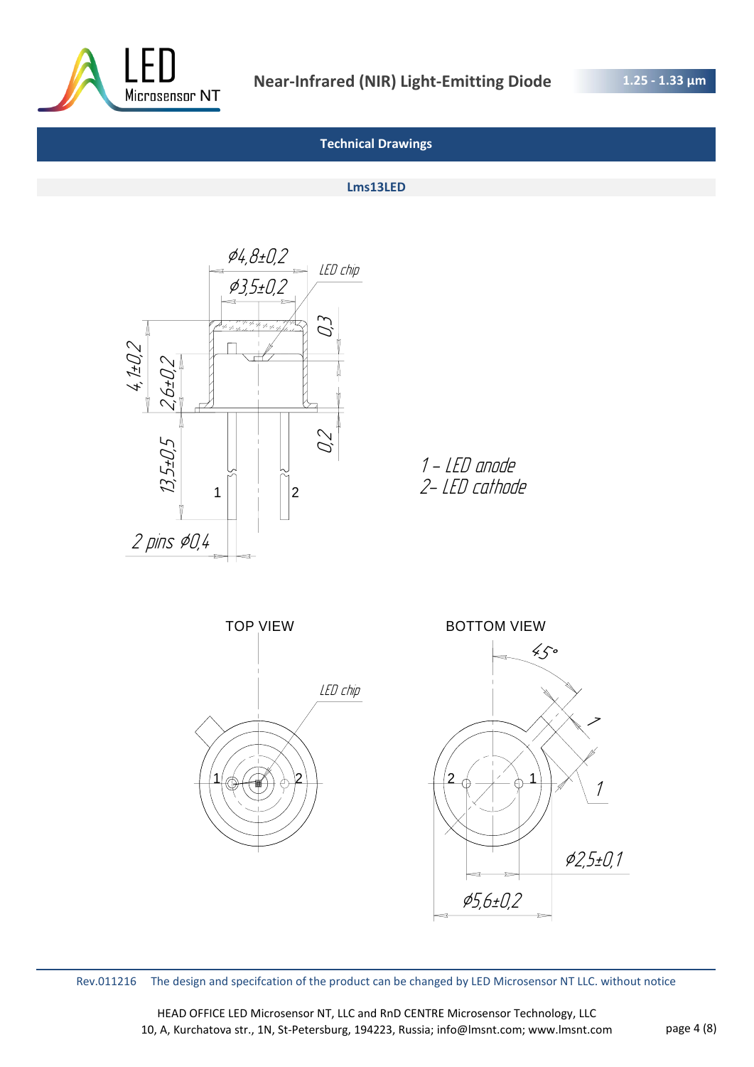## Technical Drawings

### Lms13LED

ø4,8±0,2

ø3,5±0,2

LED chip

0,3

4,1±0,2

2,6±0,2

0,2

13,5±0,5

1

2

2 pins ø0,4

1 – LED anode
2– LED cathode

TOP VIEW

LED chip

1

2

BOTTOM VIEW

45°

1

1

2

1

ø2,5±0,1

ø5,6±0,2

Rev.011216 The design and specifcation of the product can be changed by LED Microsensor NT LLC. without notice

HEAD OFFICE LED Microsensor NT, LLC and RnD CENTRE Microsensor Technology, LLC
10, A, Kurchatova str., 1N, St-Petersburg, 194223, Russia; info@lmsnt.com; www.lmsnt.com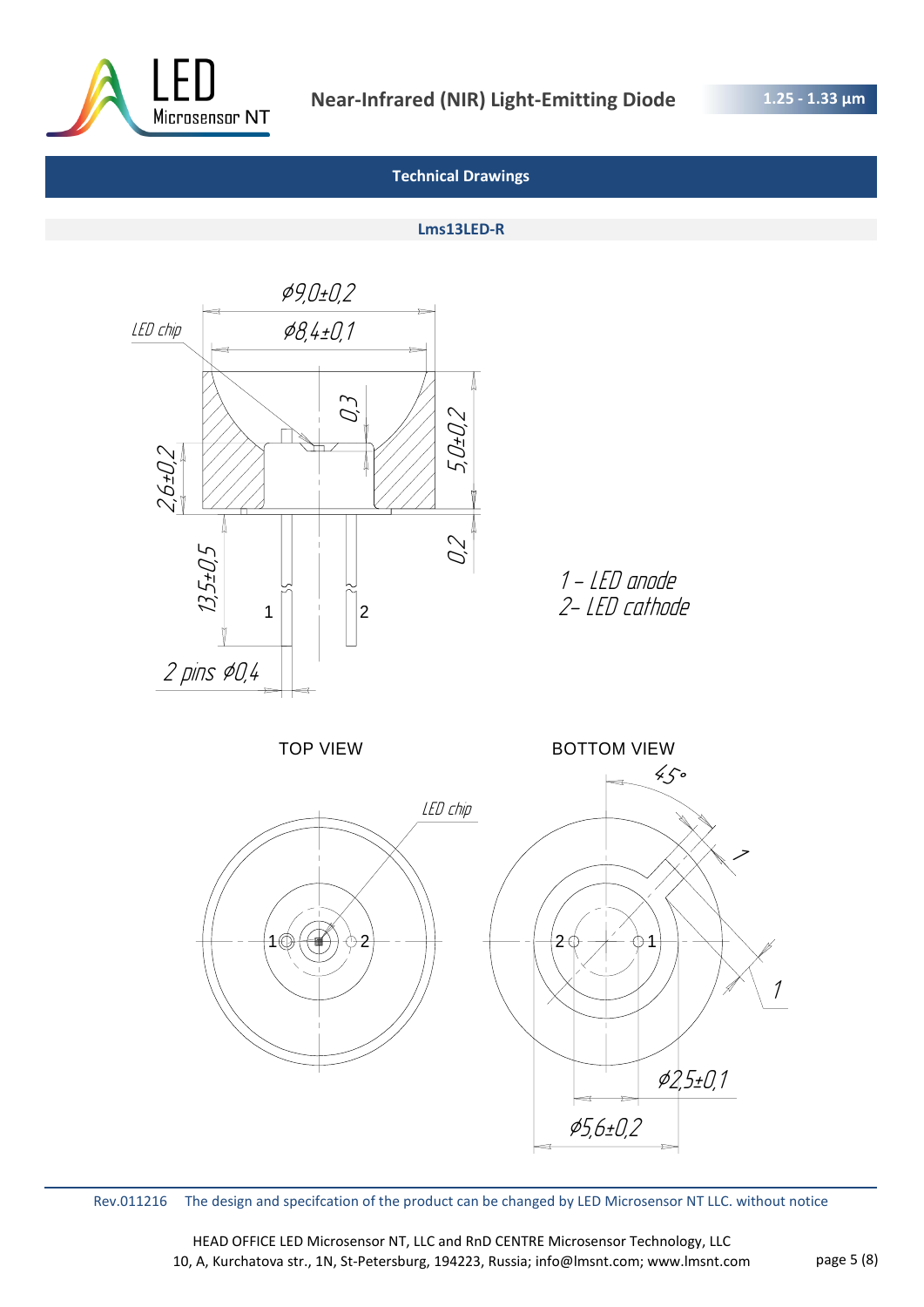## Technical Drawings

### Lms13LED-R

ø9,0±0,2

LED chip

ø8,4±0,1

0,3

5,0±0,2

2,6±0,2

0,2

13,5±0,5

1

2

2 pins ø0,4

1 – LED anode
2– LED cathode

TOP VIEW

BOTTOM VIEW

LED chip

45°

1

1

ø2,5±0,1

ø5,6±0,2

Rev.011216 The design and specifcation of the product can be changed by LED Microsensor NT LLC. without notice

HEAD OFFICE LED Microsensor NT, LLC and RnD CENTRE Microsensor Technology, LLC
10, A, Kurchatova str., 1N, St-Petersburg, 194223, Russia; info@lmsnt.com; www.lmsnt.com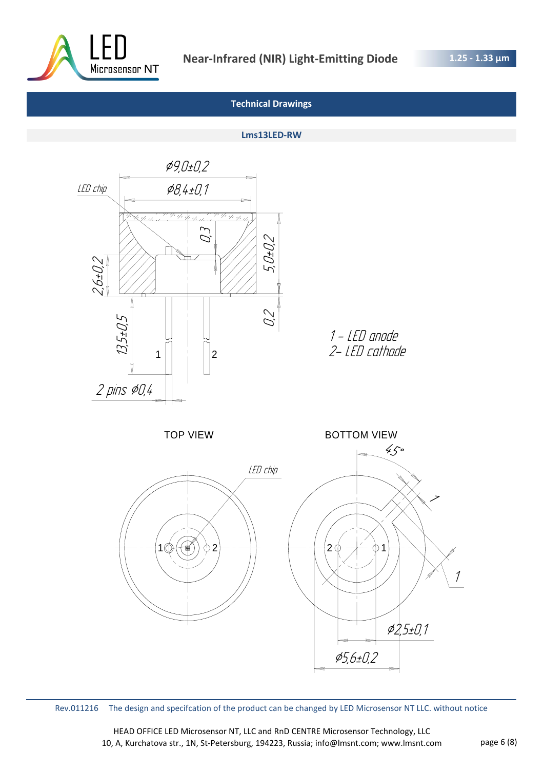## Technical Drawings

### Lms13LED-RW

ϕ9,0±0,2

ϕ8,4±0,1

LED chip

0,3

5,0±0,2

2,6±0,2

0,2

13,5±0,5

1

2

2 pins ϕ0,4

1 – LED anode
2– LED cathode

TOP VIEW

LED chip

1 2

BOTTOM VIEW

45°

1

1

2 1

ϕ2,5±0,1

ϕ5,6±0,2

Rev.011216 The design and specifcation of the product can be changed by LED Microsensor NT LLC. without notice

HEAD OFFICE LED Microsensor NT, LLC and RnD CENTRE Microsensor Technology, LLC
10, A, Kurchatova str., 1N, St-Petersburg, 194223, Russia; info@lmsnt.com; www.lmsnt.com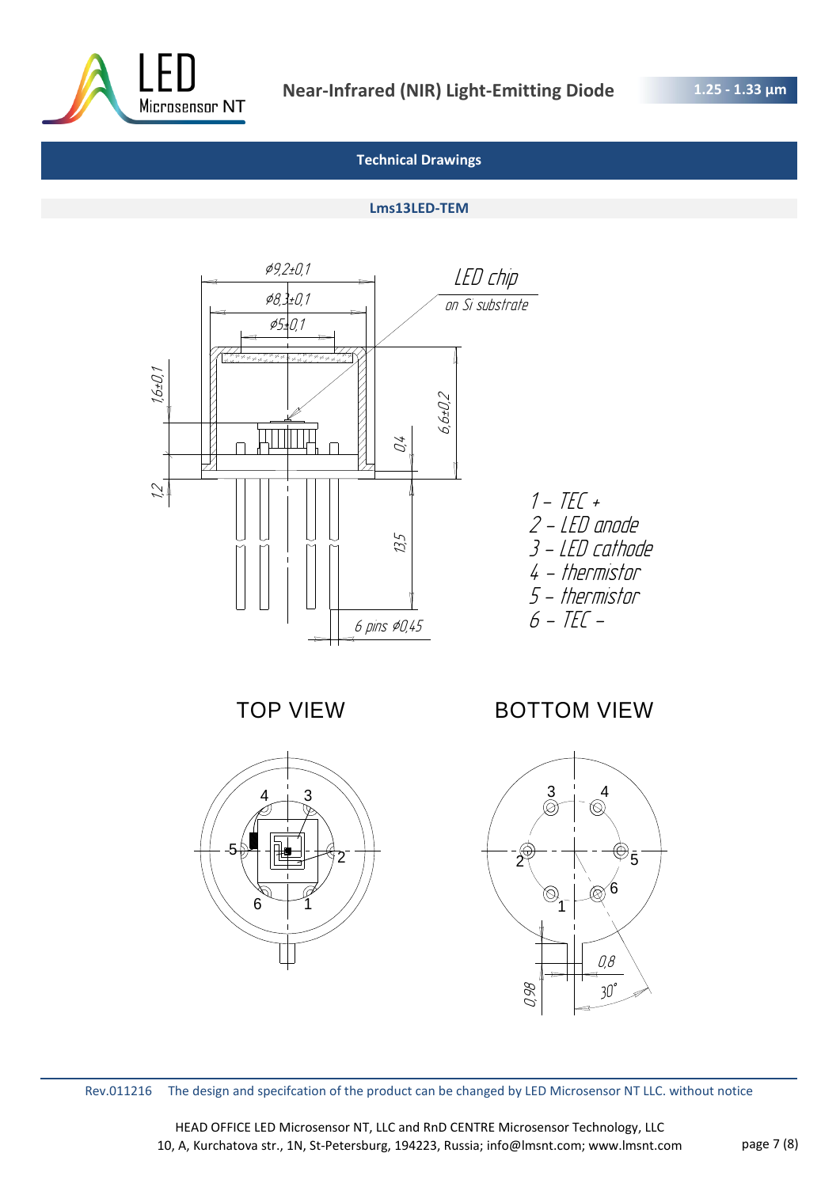## Technical Drawings

### Lms13LED-TEM

Ø9,2±0,1

Ø8,3±0,1

Ø5±0,1

LED chip on Si substrate

1,6±0,1

6,6±0,2

0,4

1,2

13,5

6 pins Ø0,45

1 – TEC +
2 – LED anode
3 – LED cathode
4 – thermistor
5 – thermistor
6 – TEC –

TOP VIEW

BOTTOM VIEW

0,8

0,98

30°

Rev.011216 The design and specifcation of the product can be changed by LED Microsensor NT LLC. without notice

HEAD OFFICE LED Microsensor NT, LLC and RnD CENTRE Microsensor Technology, LLC
10, A, Kurchatova str., 1N, St-Petersburg, 194223, Russia; info@lmsnt.com; www.lmsnt.com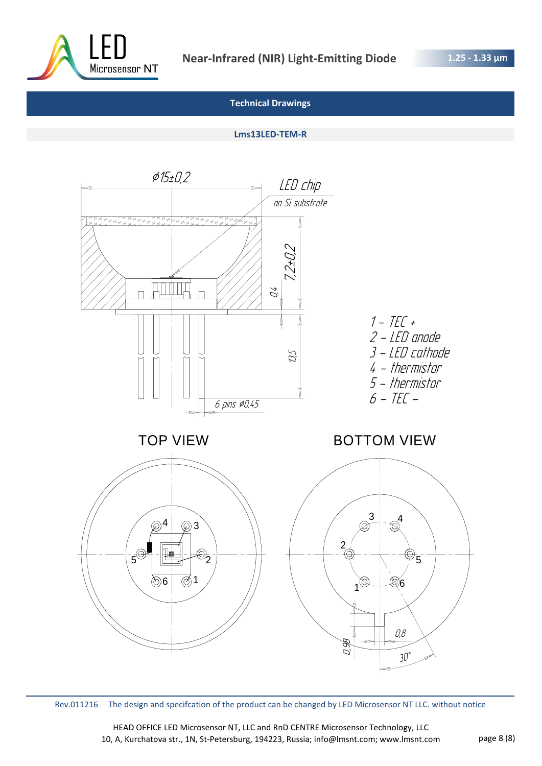## Technical Drawings

### Lms13LED-TEM-R

Ø15±0,2

LED chip

on Si substrate

7,2±0,2

0,4

13,5

6 pins Ø0,45

1 – TEC +
2 – LED anode
3 – LED cathode
4 – thermistor
5 – thermistor
6 – TEC –

TOP VIEW

4 3
5 2
6 1

BOTTOM VIEW

3 4
2 5
1 6

0,98

0,8

30°

Rev.011216 The design and specifcation of the product can be changed by LED Microsensor NT LLC. without notice

HEAD OFFICE LED Microsensor NT, LLC and RnD CENTRE Microsensor Technology, LLC
10, A, Kurchatova str., 1N, St-Petersburg, 194223, Russia; info@lmsnt.com; www.lmsnt.com